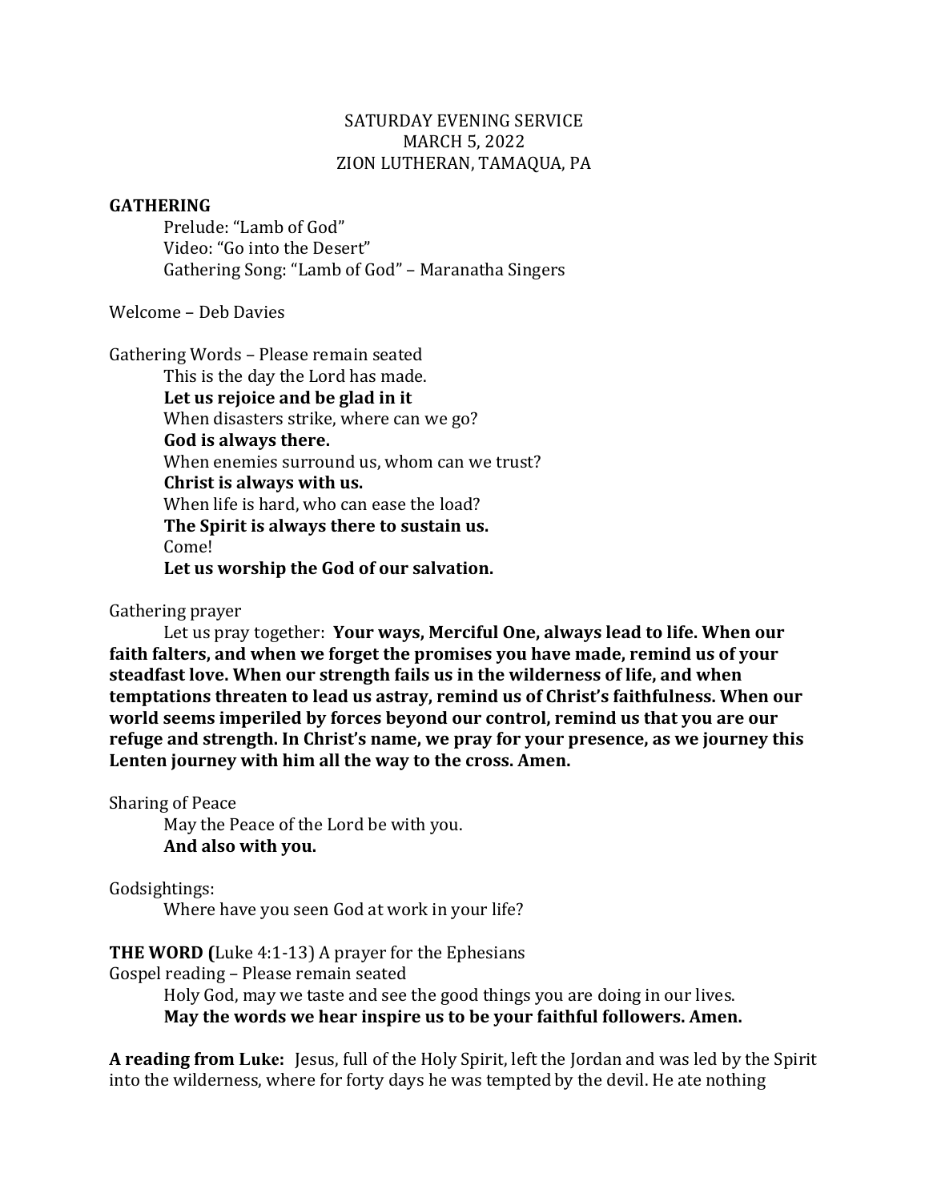SATURDAY EVENING SERVICE
MARCH 5, 2022
ZION LUTHERAN, TAMAQUA, PA

**GATHERING**

Prelude: "Lamb of God"
Video: "Go into the Desert"
Gathering Song: "Lamb of God" – Maranatha Singers

Welcome – Deb Davies

Gathering Words – Please remain seated

This is the day the Lord has made.
**Let us rejoice and be glad in it**
When disasters strike, where can we go?
**God is always there.**
When enemies surround us, whom can we trust?
**Christ is always with us.**
When life is hard, who can ease the load?
**The Spirit is always there to sustain us.**
Come!
**Let us worship the God of our salvation.**

Gathering prayer

Let us pray together: **Your ways, Merciful One, always lead to life. When our faith falters, and when we forget the promises you have made, remind us of your steadfast love. When our strength fails us in the wilderness of life, and when temptations threaten to lead us astray, remind us of Christ's faithfulness. When our world seems imperiled by forces beyond our control, remind us that you are our refuge and strength. In Christ's name, we pray for your presence, as we journey this Lenten journey with him all the way to the cross. Amen.**

Sharing of Peace

May the Peace of the Lord be with you.
**And also with you.**

Godsightings:

Where have you seen God at work in your life?

**THE WORD (**Luke 4:1-13) A prayer for the Ephesians
Gospel reading – Please remain seated

Holy God, may we taste and see the good things you are doing in our lives.
**May the words we hear inspire us to be your faithful followers. Amen.**

**A reading from Luke:** Jesus, full of the Holy Spirit, left the Jordan and was led by the Spirit into the wilderness, where for forty days he was tempted by the devil. He ate nothing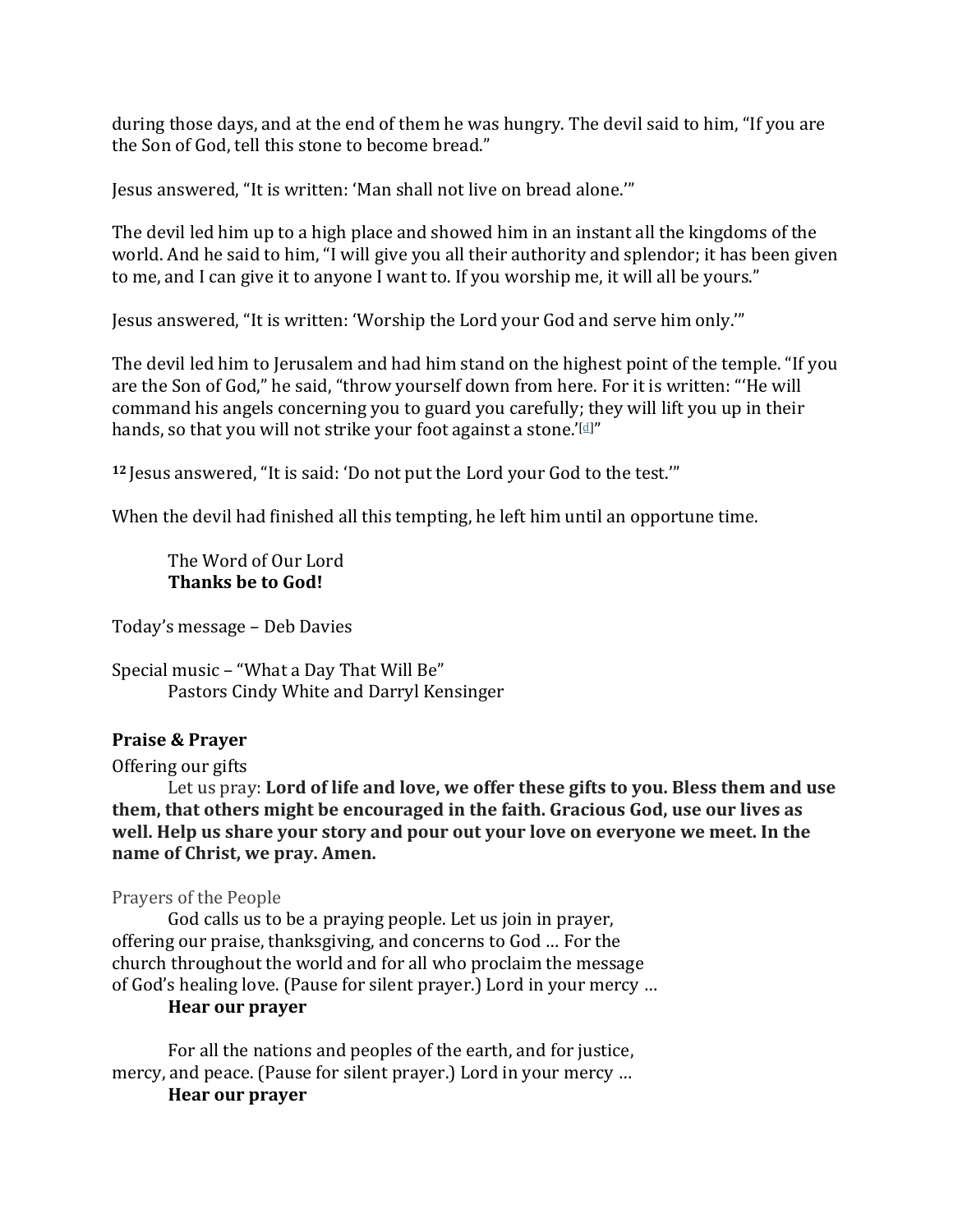during those days, and at the end of them he was hungry. The devil said to him, "If you are the Son of God, tell this stone to become bread."

Jesus answered, "It is written: 'Man shall not live on bread alone.'"

The devil led him up to a high place and showed him in an instant all the kingdoms of the world. And he said to him, "I will give you all their authority and splendor; it has been given to me, and I can give it to anyone I want to. If you worship me, it will all be yours."

Jesus answered, "It is written: 'Worship the Lord your God and serve him only.'"

The devil led him to Jerusalem and had him stand on the highest point of the temple. "If you are the Son of God," he said, "throw yourself down from here. For it is written: "'He will command his angels concerning you to guard you carefully; they will lift you up in their hands, so that you will not strike your foot against a stone.'[d]"

**12** Jesus answered, "It is said: 'Do not put the Lord your God to the test.'"

When the devil had finished all this tempting, he left him until an opportune time.

> The Word of Our Lord
> **Thanks be to God!**

Today's message – Deb Davies

Special music – "What a Day That Will Be"
> Pastors Cindy White and Darryl Kensinger

**Praise & Prayer**

Offering our gifts

Let us pray: **Lord of life and love, we offer these gifts to you. Bless them and use them, that others might be encouraged in the faith. Gracious God, use our lives as well. Help us share your story and pour out your love on everyone we meet. In the name of Christ, we pray. Amen.**

Prayers of the People

God calls us to be a praying people. Let us join in prayer, offering our praise, thanksgiving, and concerns to God … For the church throughout the world and for all who proclaim the message of God's healing love. (Pause for silent prayer.) Lord in your mercy …
> **Hear our prayer**

For all the nations and peoples of the earth, and for justice, mercy, and peace. (Pause for silent prayer.) Lord in your mercy …
> **Hear our prayer**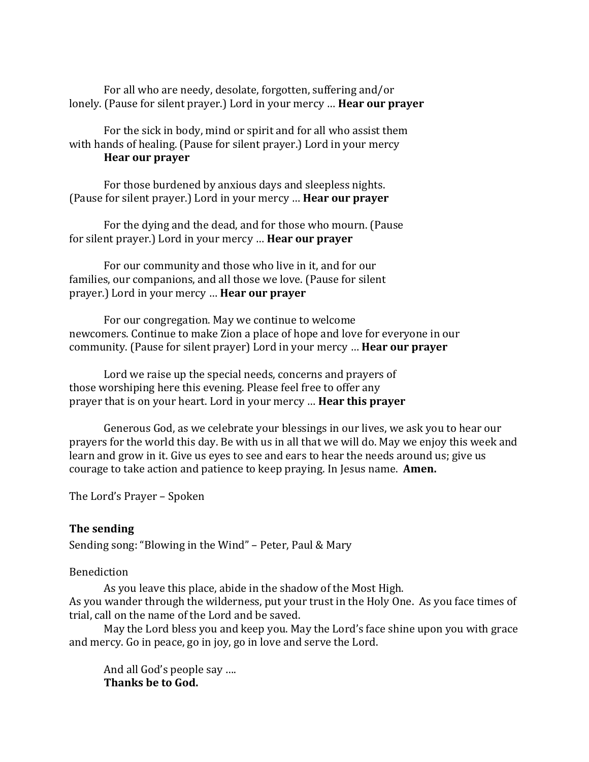For all who are needy, desolate, forgotten, suffering and/or lonely. (Pause for silent prayer.) Lord in your mercy … **Hear our prayer**

For the sick in body, mind or spirit and for all who assist them with hands of healing. (Pause for silent prayer.) Lord in your mercy
**Hear our prayer**

For those burdened by anxious days and sleepless nights. (Pause for silent prayer.) Lord in your mercy … **Hear our prayer**

For the dying and the dead, and for those who mourn. (Pause for silent prayer.) Lord in your mercy … **Hear our prayer**

For our community and those who live in it, and for our families, our companions, and all those we love. (Pause for silent prayer.) Lord in your mercy … **Hear our prayer**

For our congregation. May we continue to welcome newcomers. Continue to make Zion a place of hope and love for everyone in our community. (Pause for silent prayer) Lord in your mercy … **Hear our prayer**

Lord we raise up the special needs, concerns and prayers of those worshiping here this evening. Please feel free to offer any prayer that is on your heart. Lord in your mercy … **Hear this prayer**

Generous God, as we celebrate your blessings in our lives, we ask you to hear our prayers for the world this day. Be with us in all that we will do. May we enjoy this week and learn and grow in it. Give us eyes to see and ears to hear the needs around us; give us courage to take action and patience to keep praying. In Jesus name. **Amen.**

The Lord's Prayer – Spoken

**The sending**

Sending song: "Blowing in the Wind" – Peter, Paul & Mary

Benediction

As you leave this place, abide in the shadow of the Most High. As you wander through the wilderness, put your trust in the Holy One. As you face times of trial, call on the name of the Lord and be saved.

May the Lord bless you and keep you. May the Lord's face shine upon you with grace and mercy. Go in peace, go in joy, go in love and serve the Lord.

And all God's people say ….
**Thanks be to God.**